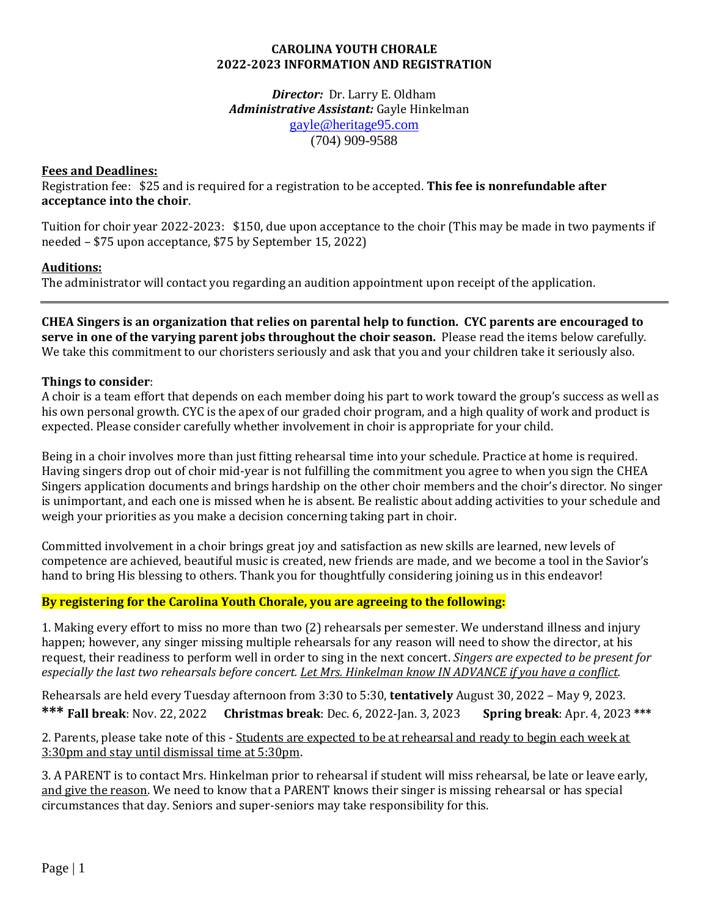# CAROLINA YOUTH CHORALE
## 2022-2023 INFORMATION AND REGISTRATION

***Director:*** Dr. Larry E. Oldham
***Administrative Assistant:*** Gayle Hinkelman
gayle@heritage95.com
(704) 909-9588

**Fees and Deadlines:**
Registration fee: $25 and is required for a registration to be accepted. **This fee is nonrefundable after acceptance into the choir**.

Tuition for choir year 2022-2023: $150, due upon acceptance to the choir (This may be made in two payments if needed – $75 upon acceptance, $75 by September 15, 2022)

**Auditions:**
The administrator will contact you regarding an audition appointment upon receipt of the application.

---

**CHEA Singers is an organization that relies on parental help to function. CYC parents are encouraged to serve in one of the varying parent jobs throughout the choir season.** Please read the items below carefully. We take this commitment to our choristers seriously and ask that you and your children take it seriously also.

**Things to consider**:
A choir is a team effort that depends on each member doing his part to work toward the group's success as well as his own personal growth. CYC is the apex of our graded choir program, and a high quality of work and product is expected. Please consider carefully whether involvement in choir is appropriate for your child.

Being in a choir involves more than just fitting rehearsal time into your schedule. Practice at home is required. Having singers drop out of choir mid-year is not fulfilling the commitment you agree to when you sign the CHEA Singers application documents and brings hardship on the other choir members and the choir's director. No singer is unimportant, and each one is missed when he is absent. Be realistic about adding activities to your schedule and weigh your priorities as you make a decision concerning taking part in choir.

Committed involvement in a choir brings great joy and satisfaction as new skills are learned, new levels of competence are achieved, beautiful music is created, new friends are made, and we become a tool in the Savior's hand to bring His blessing to others. Thank you for thoughtfully considering joining us in this endeavor!

**By registering for the Carolina Youth Chorale, you are agreeing to the following:**

1. Making every effort to miss no more than two (2) rehearsals per semester. We understand illness and injury happen; however, any singer missing multiple rehearsals for any reason will need to show the director, at his request, their readiness to perform well in order to sing in the next concert. *Singers are expected to be present for especially the last two rehearsals before concert. Let Mrs. Hinkelman know IN ADVANCE if you have a conflict.*

Rehearsals are held every Tuesday afternoon from 3:30 to 5:30, **tentatively** August 30, 2022 – May 9, 2023.
**\*\*\* Fall break**: Nov. 22, 2022 **Christmas break**: Dec. 6, 2022-Jan. 3, 2023 **Spring break**: Apr. 4, 2023 **\*\*\***

2. Parents, please take note of this - Students are expected to be at rehearsal and ready to begin each week at 3:30pm and stay until dismissal time at 5:30pm.

3. A PARENT is to contact Mrs. Hinkelman prior to rehearsal if student will miss rehearsal, be late or leave early, and give the reason. We need to know that a PARENT knows their singer is missing rehearsal or has special circumstances that day. Seniors and super-seniors may take responsibility for this.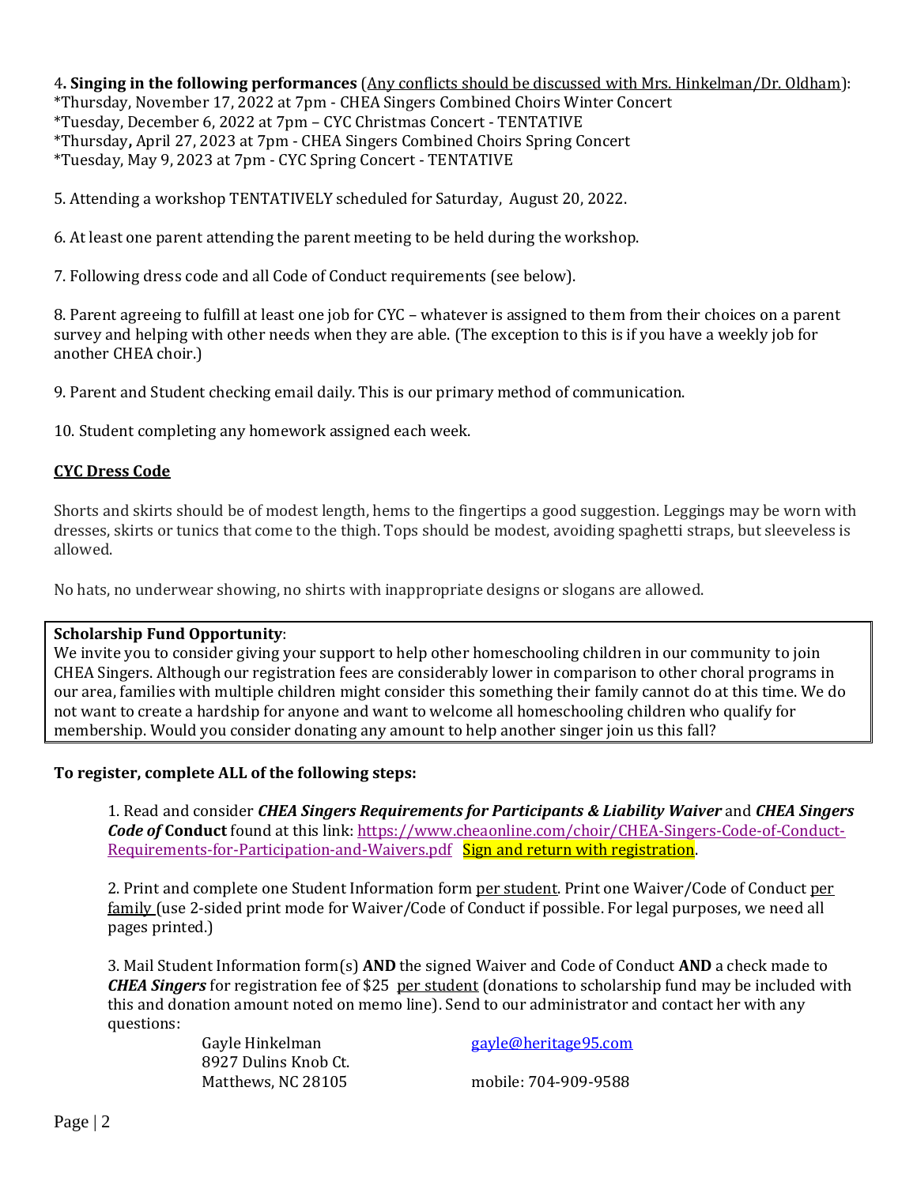4**. Singing in the following performances** (Any conflicts should be discussed with Mrs. Hinkelman/Dr. Oldham):
*Thursday, November 17, 2022 at 7pm - CHEA Singers Combined Choirs Winter Concert
*Tuesday, December 6, 2022 at 7pm – CYC Christmas Concert - TENTATIVE
*Thursday**,** April 27, 2023 at 7pm - CHEA Singers Combined Choirs Spring Concert
*Tuesday, May 9, 2023 at 7pm - CYC Spring Concert - TENTATIVE

5. Attending a workshop TENTATIVELY scheduled for Saturday, August 20, 2022.

6. At least one parent attending the parent meeting to be held during the workshop.

7. Following dress code and all Code of Conduct requirements (see below).

8. Parent agreeing to fulfill at least one job for CYC – whatever is assigned to them from their choices on a parent survey and helping with other needs when they are able. (The exception to this is if you have a weekly job for another CHEA choir.)

9. Parent and Student checking email daily. This is our primary method of communication.

10. Student completing any homework assigned each week.

**CYC Dress Code**

Shorts and skirts should be of modest length, hems to the fingertips a good suggestion. Leggings may be worn with dresses, skirts or tunics that come to the thigh. Tops should be modest, avoiding spaghetti straps, but sleeveless is allowed.

No hats, no underwear showing, no shirts with inappropriate designs or slogans are allowed.

**Scholarship Fund Opportunity**:
We invite you to consider giving your support to help other homeschooling children in our community to join CHEA Singers. Although our registration fees are considerably lower in comparison to other choral programs in our area, families with multiple children might consider this something their family cannot do at this time. We do not want to create a hardship for anyone and want to welcome all homeschooling children who qualify for membership. Would you consider donating any amount to help another singer join us this fall?

**To register, complete ALL of the following steps:**

1. Read and consider ***CHEA Singers Requirements for Participants & Liability Waiver*** and ***CHEA Singers Code of* Conduct** found at this link: https://www.cheaonline.com/choir/CHEA-Singers-Code-of-Conduct-Requirements-for-Participation-and-Waivers.pdf Sign and return with registration.

2. Print and complete one Student Information form per student. Print one Waiver/Code of Conduct per family (use 2-sided print mode for Waiver/Code of Conduct if possible. For legal purposes, we need all pages printed.)

3. Mail Student Information form(s) **AND** the signed Waiver and Code of Conduct **AND** a check made to ***CHEA Singers*** for registration fee of $25 per student (donations to scholarship fund may be included with this and donation amount noted on memo line). Send to our administrator and contact her with any questions:

Gayle Hinkelman
8927 Dulins Knob Ct.
Matthews, NC 28105

gayle@heritage95.com
mobile: 704-909-9588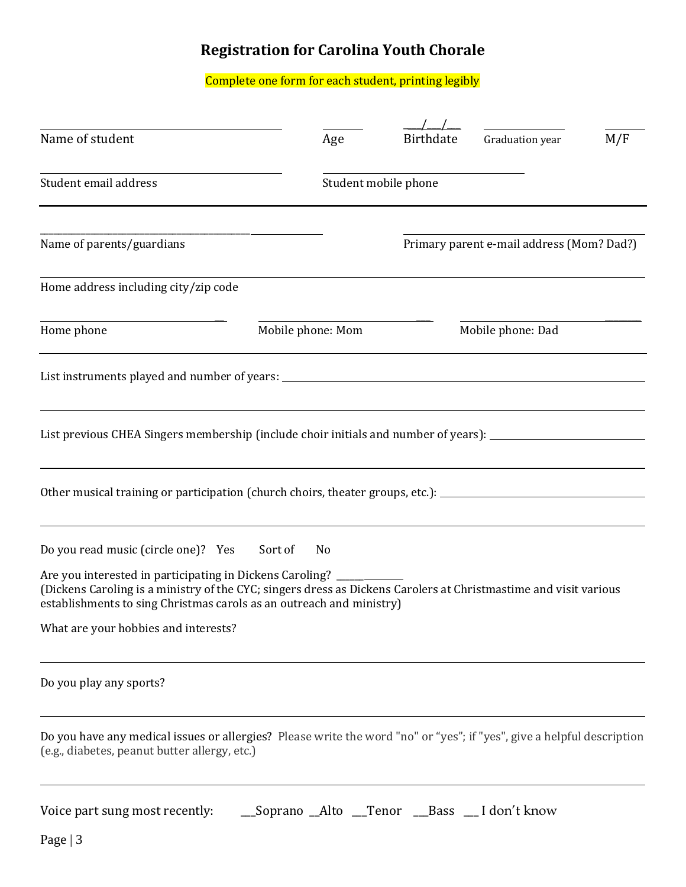# Registration for Carolina Youth Chorale

Complete one form for each student, printing legibly

Name of student ____________________ Age ______ Birthdate ___/___/___ Graduation year __________ M/F ______

Student email address ____________________ Student mobile phone ____________________

---

Name of parents/guardians ____________________ Primary parent e-mail address (Mom? Dad?) ____________________

Home address including city/zip code ____________________

Home phone ____________________ Mobile phone: Mom ____________________ Mobile phone: Dad ____________________

---

List instruments played and number of years: ____________________

List previous CHEA Singers membership (include choir initials and number of years): ____________________

Other musical training or participation (church choirs, theater groups, etc.): ____________________

Do you read music (circle one)? Yes Sort of No

Are you interested in participating in Dickens Caroling? __________
(Dickens Caroling is a ministry of the CYC; singers dress as Dickens Carolers at Christmastime and visit various establishments to sing Christmas carols as an outreach and ministry)

What are your hobbies and interests?

____________________

Do you play any sports?

____________________

Do you have any medical issues or allergies? Please write the word "no" or "yes"; if "yes", give a helpful description (e.g., diabetes, peanut butter allergy, etc.)

____________________

Voice part sung most recently: __Soprano __Alto __Tenor __Bass __ I don't know